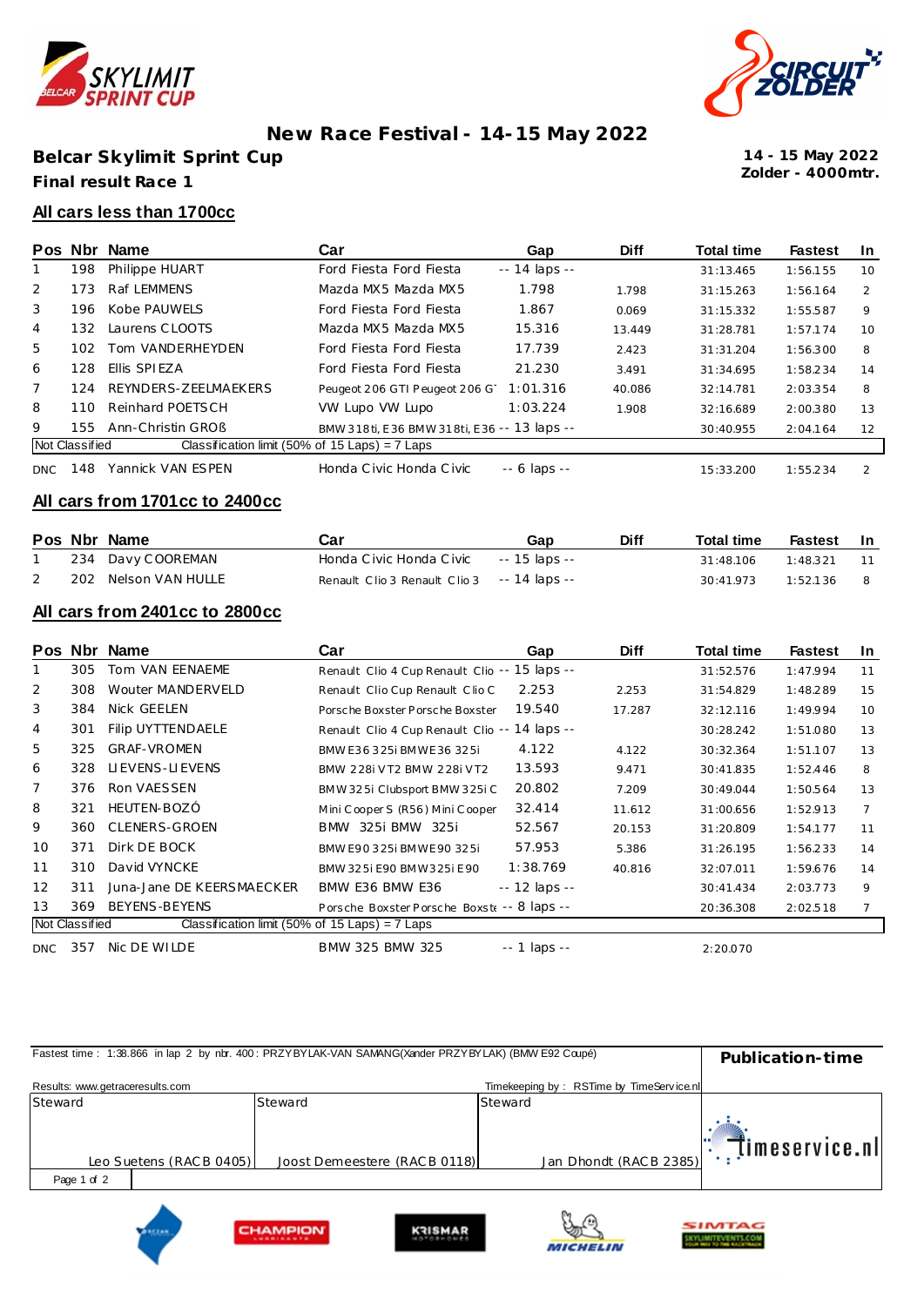# New Race Festival - 14-15 May 2022

## Belcar Skylimit Sprint Cup

**Final result Race 1**

**14 - 15 May 2022**
**Zolder - 4000mtr.**

### All cars less than 1700cc

| Pos | Nbr | Name | Car | Gap | Diff | Total time | Fastest | In |
|---|---|---|---|---|---|---|---|---|
| 1 | 198 | Philippe HUART | Ford Fiesta Ford Fiesta | -- 14 laps -- | | 31:13.465 | 1:56.155 | 10 |
| 2 | 173 | Raf LEMMENS | Mazda MX5 Mazda MX5 | 1.798 | 1.798 | 31:15.263 | 1:56.164 | 2 |
| 3 | 196 | Kobe PAUWELS | Ford Fiesta Ford Fiesta | 1.867 | 0.069 | 31:15.332 | 1:55.587 | 9 |
| 4 | 132 | Laurens CLOOTS | Mazda MX5 Mazda MX5 | 15.316 | 13.449 | 31:28.781 | 1:57.174 | 10 |
| 5 | 102 | Tom VANDERHEYDEN | Ford Fiesta Ford Fiesta | 17.739 | 2.423 | 31:31.204 | 1:56.300 | 8 |
| 6 | 128 | Ellis SPIEZA | Ford Fiesta Ford Fiesta | 21.230 | 3.491 | 31:34.695 | 1:58.234 | 14 |
| 7 | 124 | REYNDERS-ZEELMAEKERS | Peugeot 206 GTI Peugeot 206 G | 1:01.316 | 40.086 | 32:14.781 | 2:03.354 | 8 |
| 8 | 110 | Reinhard POETSCH | VW Lupo VW Lupo | 1:03.224 | 1.908 | 32:16.689 | 2:00.380 | 13 |
| 9 | 155 | Ann-Christin GROß | BMW 318ti, E36 BMW 318ti, E36 | -- 13 laps -- | | 30:40.955 | 2:04.164 | 12 |
| Not Classified | | Classification limit (50% of 15 Laps) = 7 Laps | | | | | | |
| DNC | 148 | Yannick VAN ESPEN | Honda Civic Honda Civic | -- 6 laps -- | | 15:33.200 | 1:55.234 | 2 |

### All cars from 1701cc to 2400cc

| Pos | Nbr | Name | Car | Gap | Diff | Total time | Fastest | In |
|---|---|---|---|---|---|---|---|---|
| 1 | 234 | Davy COOREMAN | Honda Civic Honda Civic | -- 15 laps -- | | 31:48.106 | 1:48.321 | 11 |
| 2 | 202 | Nelson VAN HULLE | Renault Clio 3 Renault Clio 3 | -- 14 laps -- | | 30:41.973 | 1:52.136 | 8 |

### All cars from 2401cc to 2800cc

| Pos | Nbr | Name | Car | Gap | Diff | Total time | Fastest | In |
|---|---|---|---|---|---|---|---|---|
| 1 | 305 | Tom VAN EENAEME | Renault Clio 4 Cup Renault Clio | -- 15 laps -- | | 31:52.576 | 1:47.994 | 11 |
| 2 | 308 | Wouter MANDERVELD | Renault Clio Cup Renault Clio C | 2.253 | 2.253 | 31:54.829 | 1:48.289 | 15 |
| 3 | 384 | Nick GEELEN | Porsche Boxster Porsche Boxster | 19.540 | 17.287 | 32:12.116 | 1:49.994 | 10 |
| 4 | 301 | Filip UYTTENDAELE | Renault Clio 4 Cup Renault Clio | -- 14 laps -- | | 30:28.242 | 1:51.080 | 13 |
| 5 | 325 | GRAF-VROMEN | BMW E36 325i BMW E36 325i | 4.122 | 4.122 | 30:32.364 | 1:51.107 | 13 |
| 6 | 328 | LIEVENS-LIEVENS | BMW 228i VT2 BMW 228i VT2 | 13.593 | 9.471 | 30:41.835 | 1:52.446 | 8 |
| 7 | 376 | Ron VAESSEN | BMW 325i Clubsport BMW 325i C | 20.802 | 7.209 | 30:49.044 | 1:50.564 | 13 |
| 8 | 321 | HEUTEN-BOZÓ | Mini Cooper S (R56) Mini Cooper | 32.414 | 11.612 | 31:00.656 | 1:52.913 | 7 |
| 9 | 360 | CLENERS-GROEN | BMW 325i BMW 325i | 52.567 | 20.153 | 31:20.809 | 1:54.177 | 11 |
| 10 | 371 | Dirk DE BOCK | BMW E90 325i BMW E90 325i | 57.953 | 5.386 | 31:26.195 | 1:56.233 | 14 |
| 11 | 310 | David VYNCKE | BMW 325i E90 BMW 325i E90 | 1:38.769 | 40.816 | 32:07.011 | 1:59.676 | 14 |
| 12 | 311 | Juna-Jane DE KEERSMAECKER | BMW E36 BMW E36 | -- 12 laps -- | | 30:41.434 | 2:03.773 | 9 |
| 13 | 369 | BEYENS-BEYENS | Porsche Boxster Porsche Boxste | -- 8 laps -- | | 20:36.308 | 2:02.518 | 7 |
| Not Classified | | Classification limit (50% of 15 Laps) = 7 Laps | | | | | | |
| DNC | 357 | Nic DE WILDE | BMW 325 BMW 325 | -- 1 laps -- | | 2:20.070 | | |

Fastest time : 1:38.866 in lap 2 by nbr. 400 : PRZYBYLAK-VAN SAMANG(Xander PRZYBYLAK) (BMW E92 Coupé)

**Publication-time**

Results: www.getraceresults.com

Timekeeping by : RSTime by TimeService.nl

| Steward | Steward | Steward |
|---|---|---|
| Leo Suetens (RACB 0405) | Joost Demeestere (RACB 0118) | Jan Dhondt (RACB 2385) |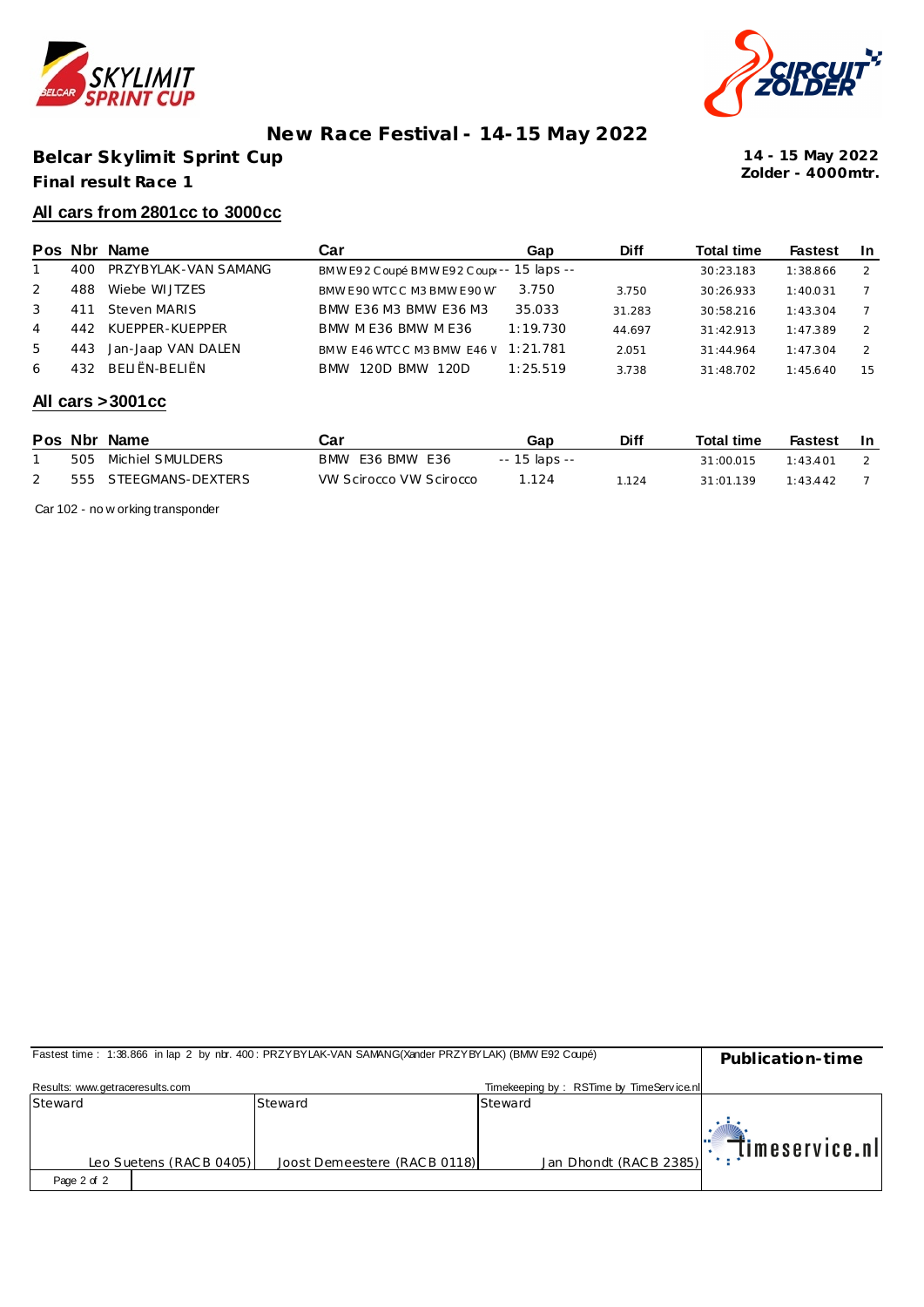# New Race Festival - 14-15 May 2022

## Belcar Skylimit Sprint Cup

**14 - 15 May 2022**
**Zolder - 4000mtr.**

### Final result Race 1

### All cars from 2801cc to 3000cc

| Pos | Nbr | Name | Car | Gap | Diff | Total time | Fastest | In |
|---|---|---|---|---|---|---|---|---|
| 1 | 400 | PRZYBYLAK-VAN SAMANG | BMW E92 Coupé BMW E92 Coupé | -- 15 laps -- | | 30:23.183 | 1:38.866 | 2 |
| 2 | 488 | Wiebe WIJTZES | BMW E90 WTCC M3 BMW E90 W | 3.750 | 3.750 | 30:26.933 | 1:40.031 | 7 |
| 3 | 411 | Steven MARIS | BMW E36 M3 BMW E36 M3 | 35.033 | 31.283 | 30:58.216 | 1:43.304 | 7 |
| 4 | 442 | KUEPPER-KUEPPER | BMW M E36 BMW M E36 | 1:19.730 | 44.697 | 31:42.913 | 1:47.389 | 2 |
| 5 | 443 | Jan-Jaap VAN DALEN | BMW E46 WTCC M3 BMW E46 V | 1:21.781 | 2.051 | 31:44.964 | 1:47.304 | 2 |
| 6 | 432 | BELIËN-BELIËN | BMW 120D BMW 120D | 1:25.519 | 3.738 | 31:48.702 | 1:45.640 | 15 |

### All cars >3001cc

| Pos | Nbr | Name | Car | Gap | Diff | Total time | Fastest | In |
|---|---|---|---|---|---|---|---|---|
| 1 | 505 | Michiel SMULDERS | BMW E36 BMW E36 | -- 15 laps -- | | 31:00.015 | 1:43.401 | 2 |
| 2 | 555 | STEEGMANS-DEXTERS | VW Scirocco VW Scirocco | 1.124 | 1.124 | 31:01.139 | 1:43.442 | 7 |

Car 102 - no working transponder

Fastest time : 1:38.866 in lap 2 by nbr. 400 : PRZYBYLAK-VAN SAMANG(Xander PRZYBYLAK) (BMW E92 Coupé)

**Publication-time**

Results: www.getraceresults.com

Timekeeping by : RSTime by TimeService.nl

| Steward | Steward | Steward |
|---|---|---|
| Leo Suetens (RACB 0405) | Joost Demeestere (RACB 0118) | Jan Dhondt (RACB 2385) |

timeservice.nl